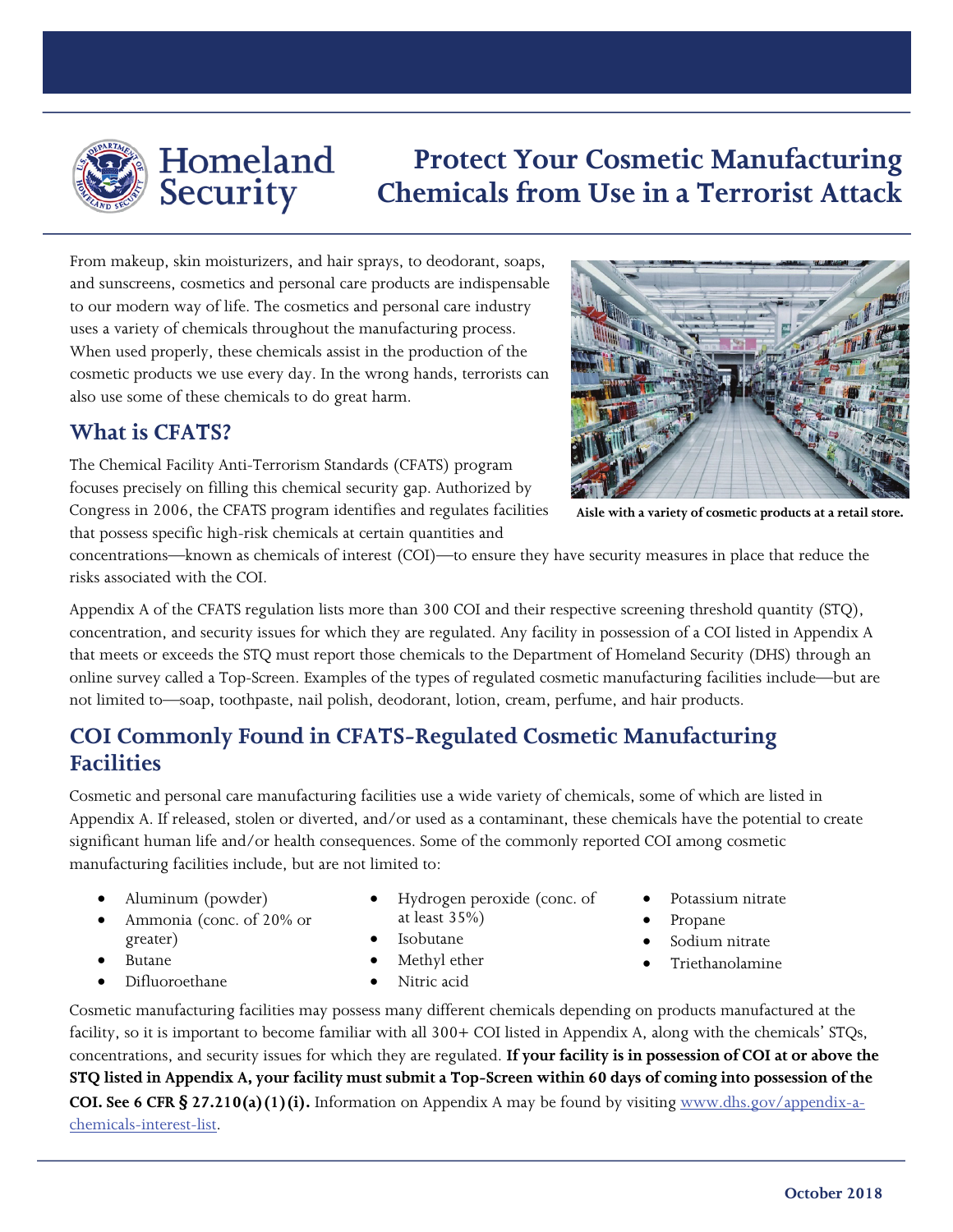Homeland Security

# Protect Your Cosmetic Manufacturing Chemicals from Use in a Terrorist Attack

From makeup, skin moisturizers, and hair sprays, to deodorant, soaps, and sunscreens, cosmetics and personal care products are indispensable to our modern way of life. The cosmetics and personal care industry uses a variety of chemicals throughout the manufacturing process. When used properly, these chemicals assist in the production of the cosmetic products we use every day. In the wrong hands, terrorists can also use some of these chemicals to do great harm.

Aisle with a variety of cosmetic products at a retail store.

## What is CFATS?

The Chemical Facility Anti-Terrorism Standards (CFATS) program focuses precisely on filling this chemical security gap. Authorized by Congress in 2006, the CFATS program identifies and regulates facilities that possess specific high-risk chemicals at certain quantities and concentrations—known as chemicals of interest (COI)—to ensure they have security measures in place that reduce the risks associated with the COI.

Appendix A of the CFATS regulation lists more than 300 COI and their respective screening threshold quantity (STQ), concentration, and security issues for which they are regulated. Any facility in possession of a COI listed in Appendix A that meets or exceeds the STQ must report those chemicals to the Department of Homeland Security (DHS) through an online survey called a Top-Screen. Examples of the types of regulated cosmetic manufacturing facilities include—but are not limited to—soap, toothpaste, nail polish, deodorant, lotion, cream, perfume, and hair products.

## COI Commonly Found in CFATS-Regulated Cosmetic Manufacturing Facilities

Cosmetic and personal care manufacturing facilities use a wide variety of chemicals, some of which are listed in Appendix A. If released, stolen or diverted, and/or used as a contaminant, these chemicals have the potential to create significant human life and/or health consequences. Some of the commonly reported COI among cosmetic manufacturing facilities include, but are not limited to:

- Aluminum (powder)
- Ammonia (conc. of 20% or greater)
- Butane
- Difluoroethane
- Hydrogen peroxide (conc. of at least 35%)
- Isobutane
- Methyl ether
- Nitric acid
- Potassium nitrate
- Propane
- Sodium nitrate
- Triethanolamine

Cosmetic manufacturing facilities may possess many different chemicals depending on products manufactured at the facility, so it is important to become familiar with all 300+ COI listed in Appendix A, along with the chemicals' STQs, concentrations, and security issues for which they are regulated. **If your facility is in possession of COI at or above the STQ listed in Appendix A, your facility must submit a Top-Screen within 60 days of coming into possession of the COI. See 6 CFR § 27.210(a)(1)(i).** Information on Appendix A may be found by visiting [www.dhs.gov/appendix-a-chemicals-interest-list](www.dhs.gov/appendix-a-chemicals-interest-list).

October 2018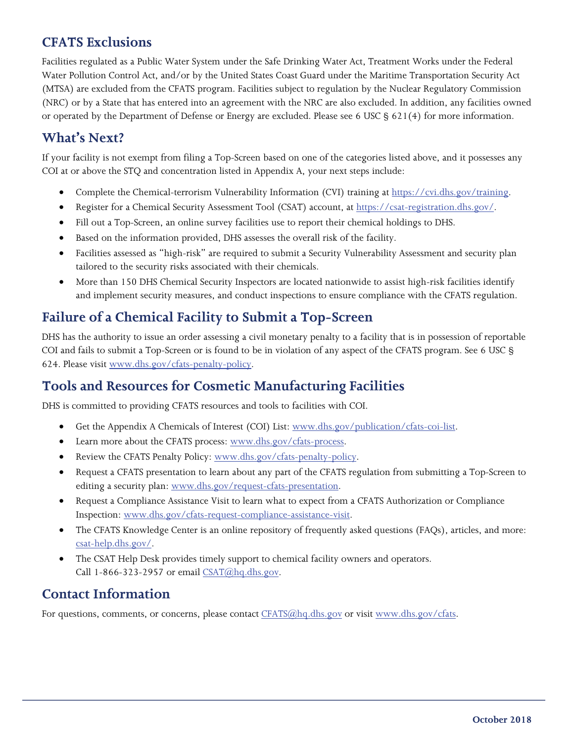## CFATS Exclusions

Facilities regulated as a Public Water System under the Safe Drinking Water Act, Treatment Works under the Federal Water Pollution Control Act, and/or by the United States Coast Guard under the Maritime Transportation Security Act (MTSA) are excluded from the CFATS program. Facilities subject to regulation by the Nuclear Regulatory Commission (NRC) or by a State that has entered into an agreement with the NRC are also excluded. In addition, any facilities owned or operated by the Department of Defense or Energy are excluded. Please see 6 USC § 621(4) for more information.

## What's Next?

If your facility is not exempt from filing a Top-Screen based on one of the categories listed above, and it possesses any COI at or above the STQ and concentration listed in Appendix A, your next steps include:

- Complete the Chemical-terrorism Vulnerability Information (CVI) training at https://cvi.dhs.gov/training.
- Register for a Chemical Security Assessment Tool (CSAT) account, at https://csat-registration.dhs.gov/.
- Fill out a Top-Screen, an online survey facilities use to report their chemical holdings to DHS.
- Based on the information provided, DHS assesses the overall risk of the facility.
- Facilities assessed as "high-risk" are required to submit a Security Vulnerability Assessment and security plan tailored to the security risks associated with their chemicals.
- More than 150 DHS Chemical Security Inspectors are located nationwide to assist high-risk facilities identify and implement security measures, and conduct inspections to ensure compliance with the CFATS regulation.

## Failure of a Chemical Facility to Submit a Top-Screen

DHS has the authority to issue an order assessing a civil monetary penalty to a facility that is in possession of reportable COI and fails to submit a Top-Screen or is found to be in violation of any aspect of the CFATS program. See 6 USC § 624. Please visit www.dhs.gov/cfats-penalty-policy.

## Tools and Resources for Cosmetic Manufacturing Facilities

DHS is committed to providing CFATS resources and tools to facilities with COI.

- Get the Appendix A Chemicals of Interest (COI) List: www.dhs.gov/publication/cfats-coi-list.
- Learn more about the CFATS process: www.dhs.gov/cfats-process.
- Review the CFATS Penalty Policy: www.dhs.gov/cfats-penalty-policy.
- Request a CFATS presentation to learn about any part of the CFATS regulation from submitting a Top-Screen to editing a security plan: www.dhs.gov/request-cfats-presentation.
- Request a Compliance Assistance Visit to learn what to expect from a CFATS Authorization or Compliance Inspection: www.dhs.gov/cfats-request-compliance-assistance-visit.
- The CFATS Knowledge Center is an online repository of frequently asked questions (FAQs), articles, and more: csat-help.dhs.gov/.
- The CSAT Help Desk provides timely support to chemical facility owners and operators. Call 1-866-323-2957 or email CSAT@hq.dhs.gov.

## Contact Information

For questions, comments, or concerns, please contact CFATS@hq.dhs.gov or visit www.dhs.gov/cfats.